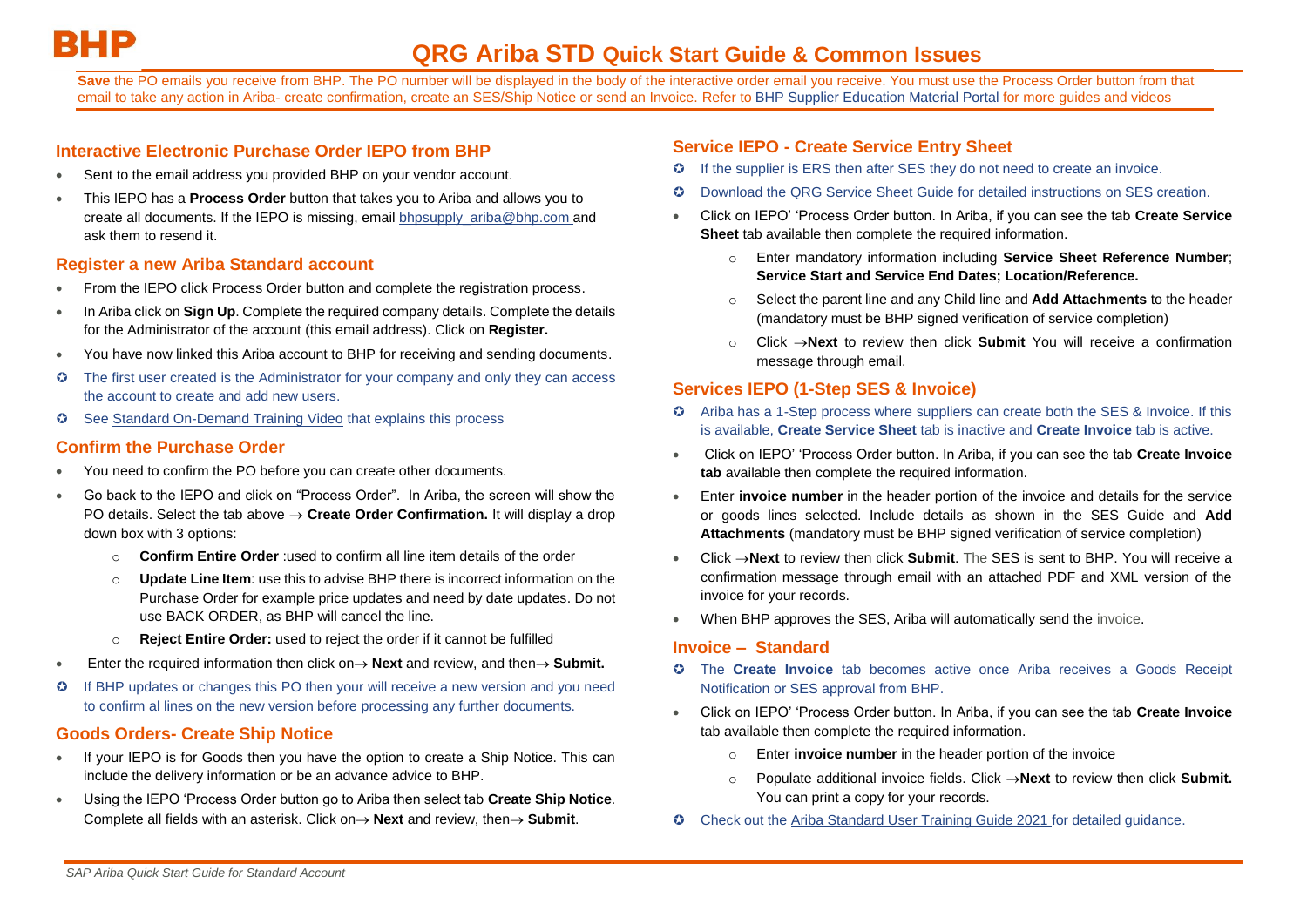**BHP**

# QRG Ariba STD Quick Start Guide & Common Issues

**Save** the PO emails you receive from BHP. The PO number will be displayed in the body of the interactive order email you receive. You must use the Process Order button from that email to take any action in Ariba- create confirmation, create an SES/Ship Notice or send an Invoice. Refer to BHP Supplier Education Material Portal for more guides and videos

## Interactive Electronic Purchase Order IEPO from BHP

- Sent to the email address you provided BHP on your vendor account.
- This IEPO has a **Process Order** button that takes you to Ariba and allows you to create all documents. If the IEPO is missing, email bhpsupply_ariba@bhp.com and ask them to resend it.

## Register a new Ariba Standard account

- From the IEPO click Process Order button and complete the registration process.
- In Ariba click on **Sign Up**. Complete the required company details. Complete the details for the Administrator of the account (this email address). Click on **Register.**
- You have now linked this Ariba account to BHP for receiving and sending documents.
- ✪ The first user created is the Administrator for your company and only they can access the account to create and add new users.
- ✪ See Standard On-Demand Training Video that explains this process

## Confirm the Purchase Order

- You need to confirm the PO before you can create other documents.
- Go back to the IEPO and click on "Process Order". In Ariba, the screen will show the PO details. Select the tab above → **Create Order Confirmation.** It will display a drop down box with 3 options:
  - **Confirm Entire Order** :used to confirm all line item details of the order
  - **Update Line Item**: use this to advise BHP there is incorrect information on the Purchase Order for example price updates and need by date updates. Do not use BACK ORDER, as BHP will cancel the line.
  - **Reject Entire Order:** used to reject the order if it cannot be fulfilled
- Enter the required information then click on→ **Next** and review, and then→ **Submit.**
- ✪ If BHP updates or changes this PO then your will receive a new version and you need to confirm al lines on the new version before processing any further documents.

## Goods Orders- Create Ship Notice

- If your IEPO is for Goods then you have the option to create a Ship Notice. This can include the delivery information or be an advance advice to BHP.
- Using the IEPO 'Process Order button go to Ariba then select tab **Create Ship Notice**. Complete all fields with an asterisk. Click on→ **Next** and review, then→ **Submit**.

## Service IEPO - Create Service Entry Sheet

- ✪ If the supplier is ERS then after SES they do not need to create an invoice.
- ✪ Download the QRG Service Sheet Guide for detailed instructions on SES creation.
- Click on IEPO' 'Process Order button. In Ariba, if you can see the tab **Create Service Sheet** tab available then complete the required information.
  - Enter mandatory information including **Service Sheet Reference Number**; **Service Start and Service End Dates; Location/Reference.**
  - Select the parent line and any Child line and **Add Attachments** to the header (mandatory must be BHP signed verification of service completion)
  - Click →**Next** to review then click **Submit** You will receive a confirmation message through email.

## Services IEPO (1-Step SES & Invoice)

- ✪ Ariba has a 1-Step process where suppliers can create both the SES & Invoice. If this is available, **Create Service Sheet** tab is inactive and **Create Invoice** tab is active.
- Click on IEPO' 'Process Order button. In Ariba, if you can see the tab **Create Invoice tab** available then complete the required information.
- Enter **invoice number** in the header portion of the invoice and details for the service or goods lines selected. Include details as shown in the SES Guide and **Add Attachments** (mandatory must be BHP signed verification of service completion)
- Click →**Next** to review then click **Submit**. The SES is sent to BHP. You will receive a confirmation message through email with an attached PDF and XML version of the invoice for your records.
- When BHP approves the SES, Ariba will automatically send the invoice.

## Invoice – Standard

- ✪ The **Create Invoice** tab becomes active once Ariba receives a Goods Receipt Notification or SES approval from BHP.
- Click on IEPO' 'Process Order button. In Ariba, if you can see the tab **Create Invoice** tab available then complete the required information.
  - Enter **invoice number** in the header portion of the invoice
  - Populate additional invoice fields. Click →**Next** to review then click **Submit.** You can print a copy for your records.
- ✪ Check out the Ariba Standard User Training Guide 2021 for detailed guidance.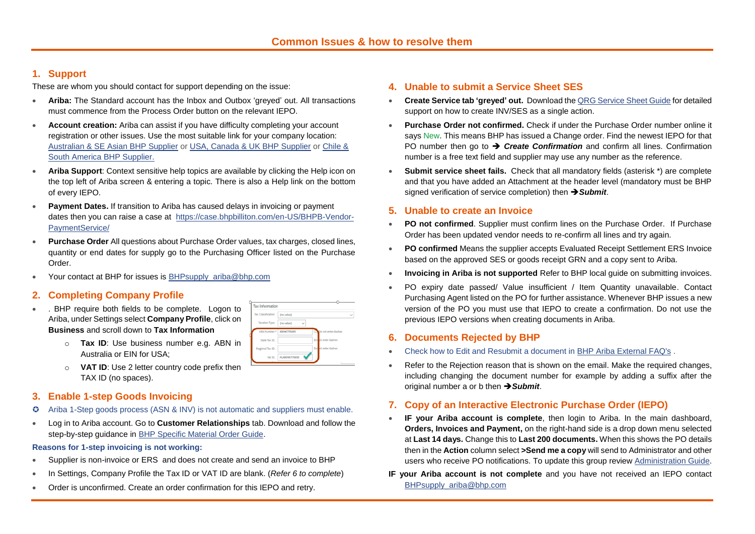# Common Issues & how to resolve them

## 1. Support

These are whom you should contact for support depending on the issue:

- **Ariba:** The Standard account has the Inbox and Outbox 'greyed' out. All transactions must commence from the Process Order button on the relevant IEPO.
- **Account creation:** Ariba can assist if you have difficulty completing your account registration or other issues. Use the most suitable link for your company location: Australian & SE Asian BHP Supplier or USA, Canada & UK BHP Supplier or Chile & South America BHP Supplier.
- **Ariba Support**: Context sensitive help topics are available by clicking the Help icon on the top left of Ariba screen & entering a topic. There is also a Help link on the bottom of every IEPO.
- **Payment Dates.** If transition to Ariba has caused delays in invoicing or payment dates then you can raise a case at https://case.bhpbilliton.com/en-US/BHPB-Vendor-PaymentService/
- **Purchase Order** All questions about Purchase Order values, tax charges, closed lines, quantity or end dates for supply go to the Purchasing Officer listed on the Purchase Order.
- Your contact at BHP for issues is BHPsupply_ariba@bhp.com

## 2. Completing Company Profile

- . BHP require both fields to be complete. Logon to Ariba, under Settings select **Company Profile**, click on **Business** and scroll down to **Tax Information**
  - **Tax ID**: Use business number e.g. ABN in Australia or EIN for USA;
  - **VAT ID**: Use 2 letter country code prefix then TAX ID (no spaces).

## 3. Enable 1-step Goods Invoicing

- Ariba 1-Step goods process (ASN & INV) is not automatic and suppliers must enable.
- Log in to Ariba account. Go to **Customer Relationships** tab. Download and follow the step-by-step guidance in BHP Specific Material Order Guide.

### Reasons for 1-step invoicing is not working:

- Supplier is non-invoice or ERS and does not create and send an invoice to BHP
- In Settings, Company Profile the Tax ID or VAT ID are blank. (*Refer 6 to complete*)
- Order is unconfirmed. Create an order confirmation for this IEPO and retry.

## 4. Unable to submit a Service Sheet SES

- **Create Service tab 'greyed' out.** Download the QRG Service Sheet Guide for detailed support on how to create INV/SES as a single action.
- **Purchase Order not confirmed.** Check if under the Purchase Order number online it says New. This means BHP has issued a Change order. Find the newest IEPO for that PO number then go to ➔ ***Create Confirmation*** and confirm all lines. Confirmation number is a free text field and supplier may use any number as the reference.
- **Submit service sheet fails.** Check that all mandatory fields (asterisk *) are complete and that you have added an Attachment at the header level (mandatory must be BHP signed verification of service completion) then ➔***Submit***.

## 5. Unable to create an Invoice

- **PO not confirmed**. Supplier must confirm lines on the Purchase Order. If Purchase Order has been updated vendor needs to re-confirm all lines and try again.
- **PO confirmed** Means the supplier accepts Evaluated Receipt Settlement ERS Invoice based on the approved SES or goods receipt GRN and a copy sent to Ariba.
- **Invoicing in Ariba is not supported** Refer to BHP local guide on submitting invoices.
- PO expiry date passed/ Value insufficient / Item Quantity unavailable. Contact Purchasing Agent listed on the PO for further assistance. Whenever BHP issues a new version of the PO you must use that IEPO to create a confirmation. Do not use the previous IEPO versions when creating documents in Ariba.

## 6. Documents Rejected by BHP

- Check how to Edit and Resubmit a document in BHP Ariba External FAQ's .
- Refer to the Rejection reason that is shown on the email. Make the required changes, including changing the document number for example by adding a suffix after the original number a or b then ➔***Submit***.

## 7. Copy of an Interactive Electronic Purchase Order (IEPO)

- **IF your Ariba account is complete**, then login to Ariba. In the main dashboard, **Orders, Invoices and Payment,** on the right-hand side is a drop down menu selected at **Last 14 days.** Change this to **Last 200 documents.** When this shows the PO details then in the **Action** column select **>Send me a copy** will send to Administrator and other users who receive PO notifications. To update this group review Administration Guide.

**IF your Ariba account is not complete** and you have not received an IEPO contact BHPsupply_ariba@bhp.com